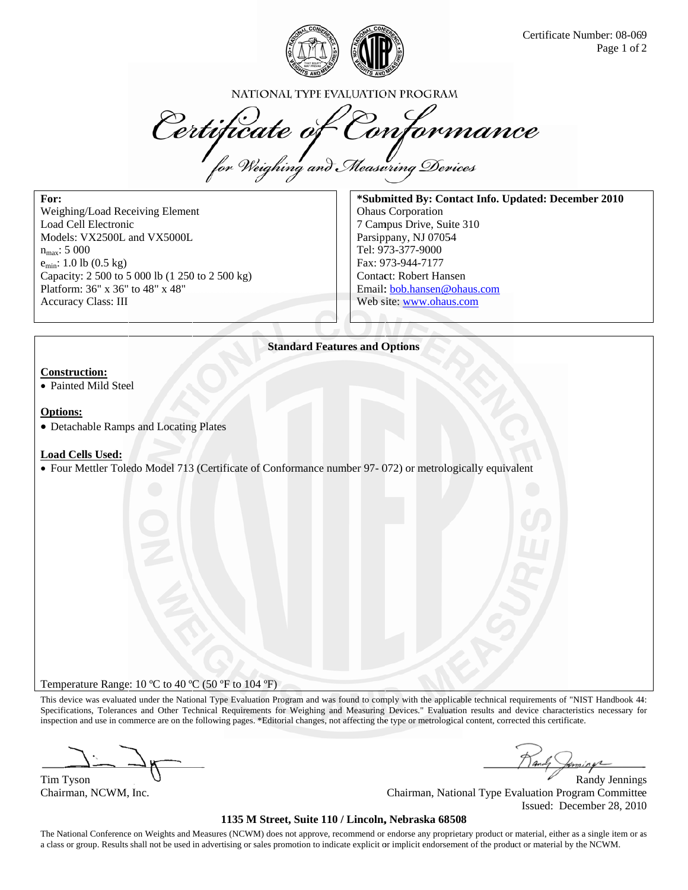Certificate Number: 08-069

NATIONAL TYPE EVALUATION PROGRAM

# Certificate of Conformance

## for Weighing and Measuring Devices

**For:**
Weighing/Load Receiving Element
Load Cell Electronic
Models: VX2500L and VX5000L
$n_{max}$: 5 000
$e_{min}$: 1.0 lb (0.5 kg)
Capacity: 2 500 to 5 000 lb (1 250 to 2 500 kg)
Platform: 36" x 36" to 48" x 48"
Accuracy Class: III

**\*Submitted By: Contact Info. Updated: December 2010**
Ohaus Corporation
7 Campus Drive, Suite 310
Parsippany, NJ 07054
Tel: 973-377-9000
Fax: 973-944-7177
Contact: Robert Hansen
Email: bob.hansen@ohaus.com
Web site: www.ohaus.com

**Standard Features and Options**

**Construction:**

- Painted Mild Steel

**Options:**

- Detachable Ramps and Locating Plates

**Load Cells Used:**

- Four Mettler Toledo Model 713 (Certificate of Conformance number 97- 072) or metrologically equivalent

Temperature Range: 10 ºC to 40 ºC (50 ºF to 104 ºF)

This device was evaluated under the National Type Evaluation Program and was found to comply with the applicable technical requirements of "NIST Handbook 44: Specifications, Tolerances and Other Technical Requirements for Weighing and Measuring Devices." Evaluation results and device characteristics necessary for inspection and use in commerce are on the following pages. *Editorial changes, not affecting the type or metrological content, corrected this certificate.

Tim Tyson
Chairman, NCWM, Inc.

Randy Jennings
Chairman, National Type Evaluation Program Committee
Issued: December 28, 2010

**1135 M Street, Suite 110 / Lincoln, Nebraska 68508**

The National Conference on Weights and Measures (NCWM) does not approve, recommend or endorse any proprietary product or material, either as a single item or as a class or group. Results shall not be used in advertising or sales promotion to indicate explicit or implicit endorsement of the product or material by the NCWM.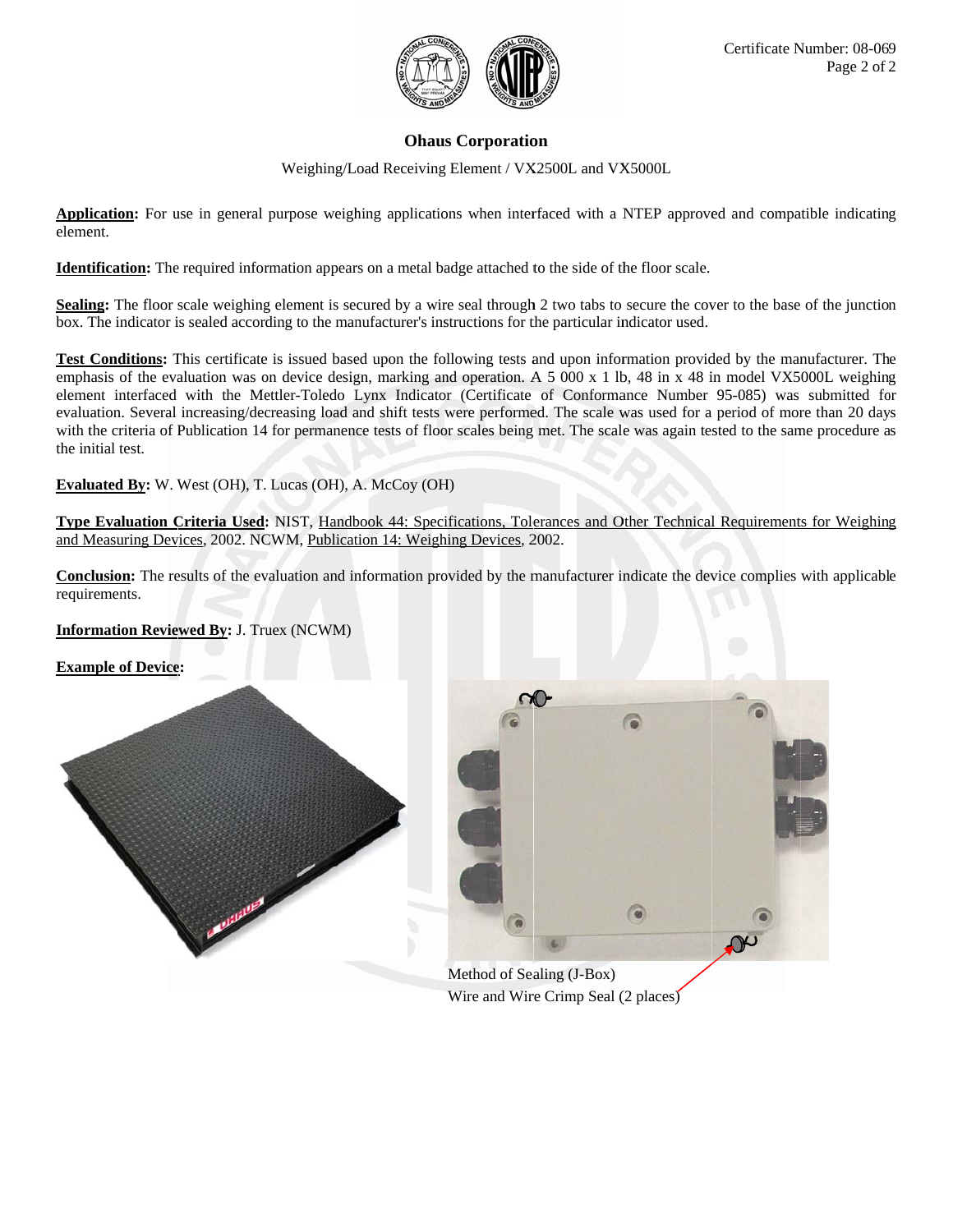## Ohaus Corporation

Weighing/Load Receiving Element / VX2500L and VX5000L

**Application:** For use in general purpose weighing applications when interfaced with a NTEP approved and compatible indicating element.

**Identification:** The required information appears on a metal badge attached to the side of the floor scale.

**Sealing:** The floor scale weighing element is secured by a wire seal through 2 two tabs to secure the cover to the base of the junction box. The indicator is sealed according to the manufacturer's instructions for the particular indicator used.

**Test Conditions:** This certificate is issued based upon the following tests and upon information provided by the manufacturer. The emphasis of the evaluation was on device design, marking and operation. A 5 000 x 1 lb, 48 in x 48 in model VX5000L weighing element interfaced with the Mettler-Toledo Lynx Indicator (Certificate of Conformance Number 95-085) was submitted for evaluation. Several increasing/decreasing load and shift tests were performed. The scale was used for a period of more than 20 days with the criteria of Publication 14 for permanence tests of floor scales being met. The scale was again tested to the same procedure as the initial test.

**Evaluated By:** W. West (OH), T. Lucas (OH), A. McCoy (OH)

**Type Evaluation Criteria Used:** NIST, Handbook 44: Specifications, Tolerances and Other Technical Requirements for Weighing and Measuring Devices, 2002. NCWM, Publication 14: Weighing Devices, 2002.

**Conclusion:** The results of the evaluation and information provided by the manufacturer indicate the device complies with applicable requirements.

**Information Reviewed By:** J. Truex (NCWM)

**Example of Device:**

Method of Sealing (J-Box)
Wire and Wire Crimp Seal (2 places)